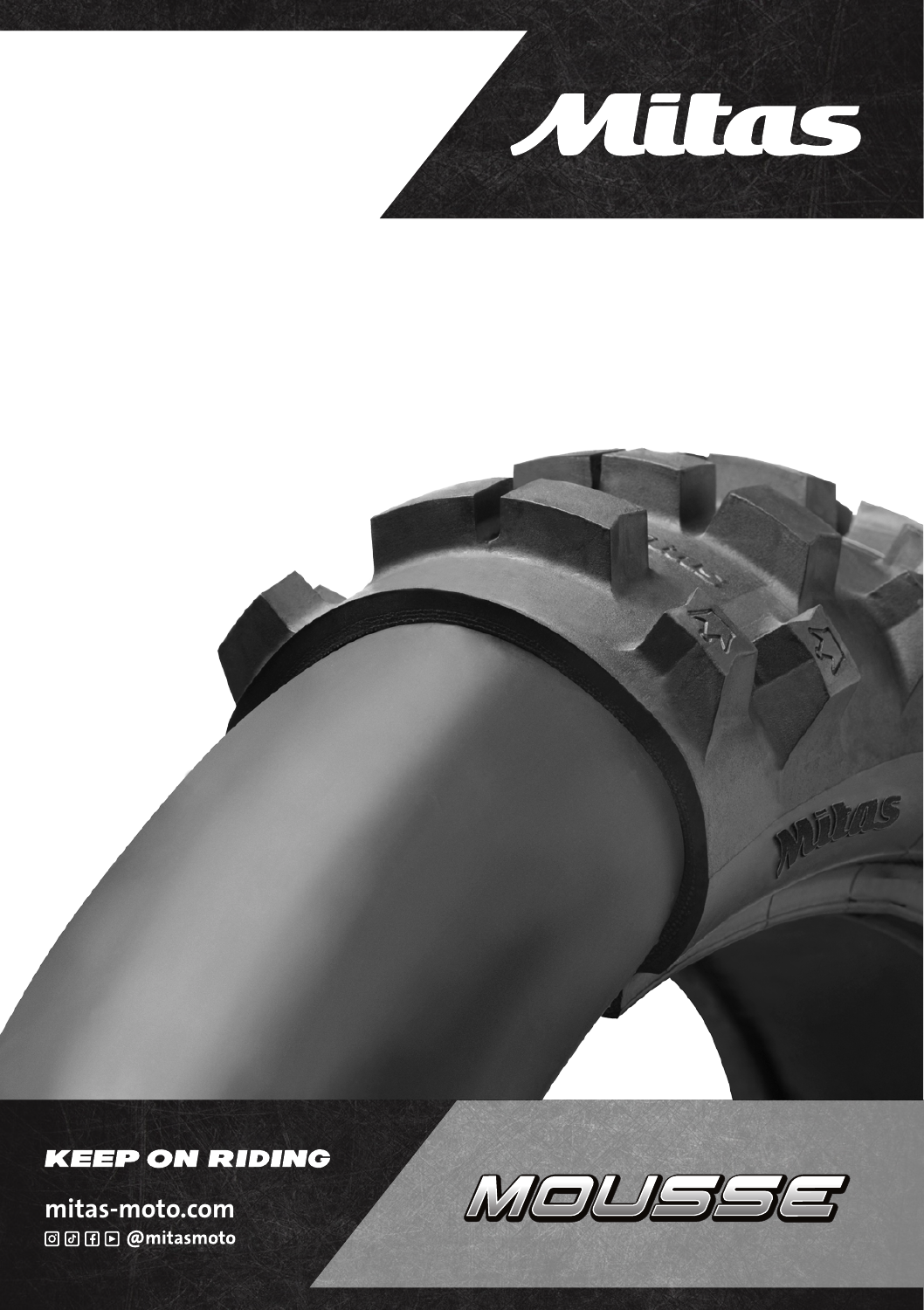# Mitas

**KEEP ON RIDING**

mitas-moto.com

@mitasmoto

# MOUSSE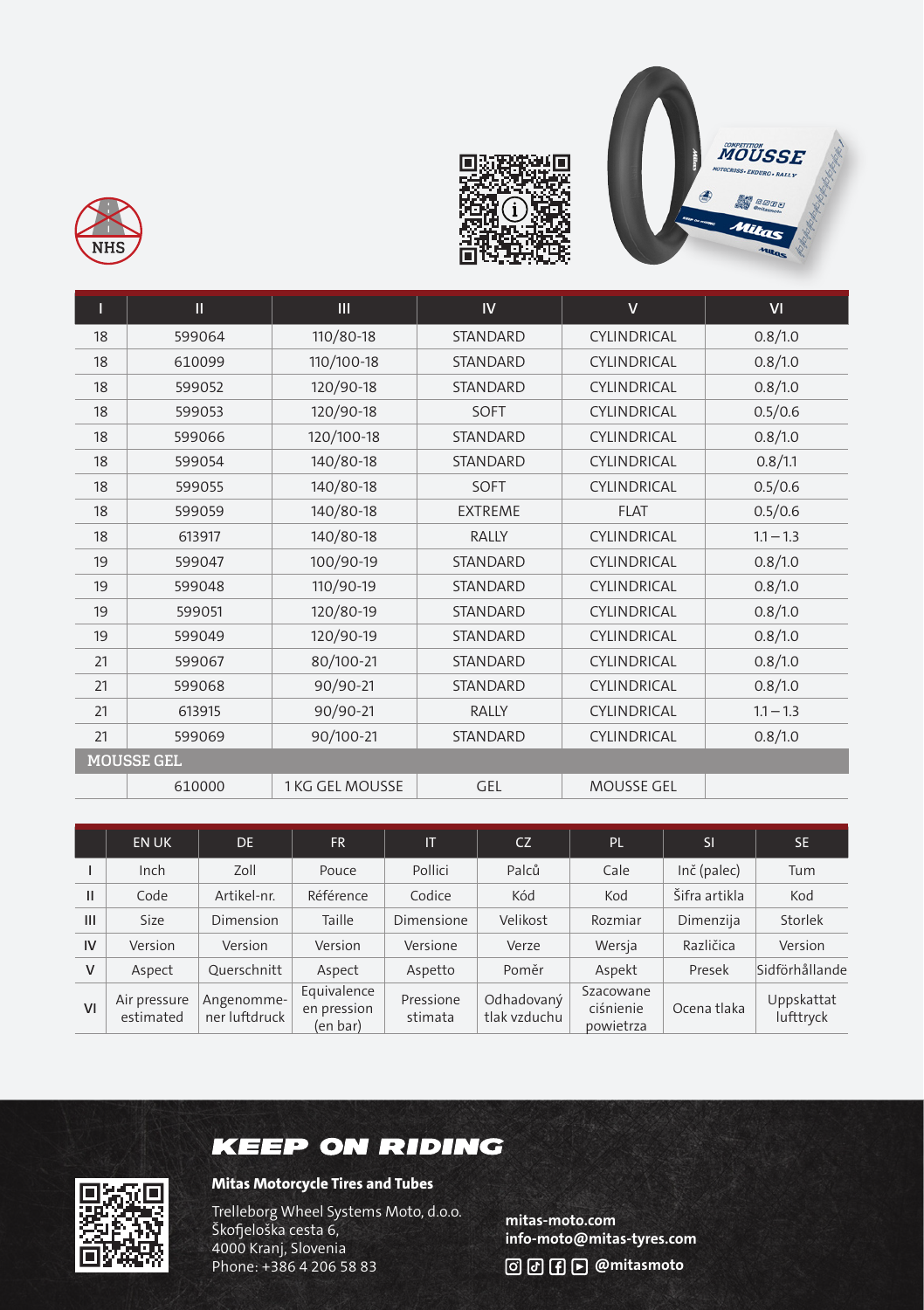NHS

| I | II | III | IV | V | VI |
|---|---|---|---|---|---|
| 18 | 599064 | 110/80-18 | STANDARD | CYLINDRICAL | 0.8/1.0 |
| 18 | 610099 | 110/100-18 | STANDARD | CYLINDRICAL | 0.8/1.0 |
| 18 | 599052 | 120/90-18 | STANDARD | CYLINDRICAL | 0.8/1.0 |
| 18 | 599053 | 120/90-18 | SOFT | CYLINDRICAL | 0.5/0.6 |
| 18 | 599066 | 120/100-18 | STANDARD | CYLINDRICAL | 0.8/1.0 |
| 18 | 599054 | 140/80-18 | STANDARD | CYLINDRICAL | 0.8/1.1 |
| 18 | 599055 | 140/80-18 | SOFT | CYLINDRICAL | 0.5/0.6 |
| 18 | 599059 | 140/80-18 | EXTREME | FLAT | 0.5/0.6 |
| 18 | 613917 | 140/80-18 | RALLY | CYLINDRICAL | 1.1 – 1.3 |
| 19 | 599047 | 100/90-19 | STANDARD | CYLINDRICAL | 0.8/1.0 |
| 19 | 599048 | 110/90-19 | STANDARD | CYLINDRICAL | 0.8/1.0 |
| 19 | 599051 | 120/80-19 | STANDARD | CYLINDRICAL | 0.8/1.0 |
| 19 | 599049 | 120/90-19 | STANDARD | CYLINDRICAL | 0.8/1.0 |
| 21 | 599067 | 80/100-21 | STANDARD | CYLINDRICAL | 0.8/1.0 |
| 21 | 599068 | 90/90-21 | STANDARD | CYLINDRICAL | 0.8/1.0 |
| 21 | 613915 | 90/90-21 | RALLY | CYLINDRICAL | 1.1 – 1.3 |
| 21 | 599069 | 90/100-21 | STANDARD | CYLINDRICAL | 0.8/1.0 |
| **MOUSSE GEL** | | | | | |
| | 610000 | 1 KG GEL MOUSSE | GEL | MOUSSE GEL | |

| | EN UK | DE | FR | IT | CZ | PL | SI | SE |
|---|---|---|---|---|---|---|---|---|
| I | Inch | Zoll | Pouce | Pollici | Palců | Cale | Inč (palec) | Tum |
| II | Code | Artikel-nr. | Référence | Codice | Kód | Kod | Šifra artikla | Kod |
| III | Size | Dimension | Taille | Dimensione | Velikost | Rozmiar | Dimenzija | Storlek |
| IV | Version | Version | Version | Versione | Verze | Wersja | Različica | Version |
| V | Aspect | Querschnitt | Aspect | Aspetto | Poměr | Aspekt | Presek | Sidförhållande |
| VI | Air pressure estimated | Angenommener luftdruck | Equivalence en pression (en bar) | Pressione stimata | Odhadovaný tlak vzduchu | Szacowane ciśnienie powietrza | Ocena tlaka | Uppskattat lufttryck |

## KEEP ON RIDING

**Mitas Motorcycle Tires and Tubes**

Trelleborg Wheel Systems Moto, d.o.o.
Škofjeloška cesta 6,
4000 Kranj, Slovenia
Phone: +386 4 206 58 83

**mitas-moto.com**
**info-moto@mitas-tyres.com**
**@mitasmoto**